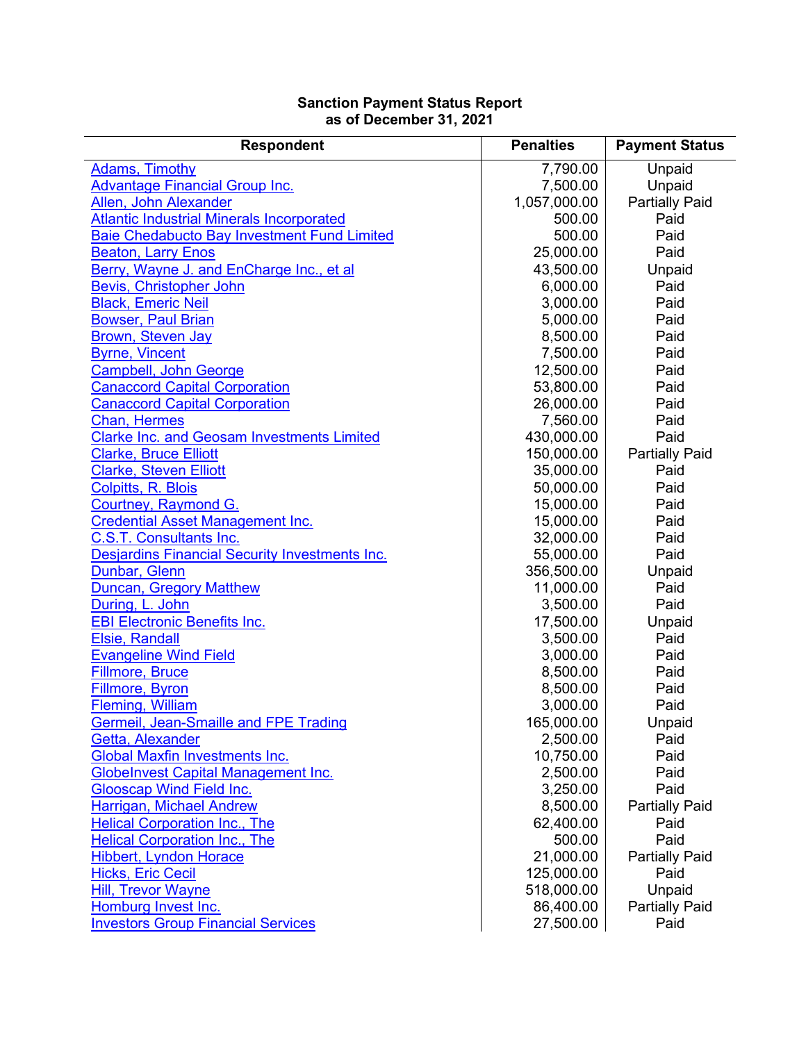**Sanction Payment Status Report**
**as of December 31, 2021**

| Respondent | Penalties | Payment Status |
|---|---|---|
| Adams, Timothy | 7,790.00 | Unpaid |
| Advantage Financial Group Inc. | 7,500.00 | Unpaid |
| Allen, John Alexander | 1,057,000.00 | Partially Paid |
| Atlantic Industrial Minerals Incorporated | 500.00 | Paid |
| Baie Chedabucto Bay Investment Fund Limited | 500.00 | Paid |
| Beaton, Larry Enos | 25,000.00 | Paid |
| Berry, Wayne J. and EnCharge Inc., et al | 43,500.00 | Unpaid |
| Bevis, Christopher John | 6,000.00 | Paid |
| Black, Emeric Neil | 3,000.00 | Paid |
| Bowser, Paul Brian | 5,000.00 | Paid |
| Brown, Steven Jay | 8,500.00 | Paid |
| Byrne, Vincent | 7,500.00 | Paid |
| Campbell, John George | 12,500.00 | Paid |
| Canaccord Capital Corporation | 53,800.00 | Paid |
| Canaccord Capital Corporation | 26,000.00 | Paid |
| Chan, Hermes | 7,560.00 | Paid |
| Clarke Inc. and Geosam Investments Limited | 430,000.00 | Paid |
| Clarke, Bruce Elliott | 150,000.00 | Partially Paid |
| Clarke, Steven Elliott | 35,000.00 | Paid |
| Colpitts, R. Blois | 50,000.00 | Paid |
| Courtney, Raymond G. | 15,000.00 | Paid |
| Credential Asset Management Inc. | 15,000.00 | Paid |
| C.S.T. Consultants Inc. | 32,000.00 | Paid |
| Desjardins Financial Security Investments Inc. | 55,000.00 | Paid |
| Dunbar, Glenn | 356,500.00 | Unpaid |
| Duncan, Gregory Matthew | 11,000.00 | Paid |
| During, L. John | 3,500.00 | Paid |
| EBI Electronic Benefits Inc. | 17,500.00 | Unpaid |
| Elsie, Randall | 3,500.00 | Paid |
| Evangeline Wind Field | 3,000.00 | Paid |
| Fillmore, Bruce | 8,500.00 | Paid |
| Fillmore, Byron | 8,500.00 | Paid |
| Fleming, William | 3,000.00 | Paid |
| Germeil, Jean-Smaille and FPE Trading | 165,000.00 | Unpaid |
| Getta, Alexander | 2,500.00 | Paid |
| Global Maxfin Investments Inc. | 10,750.00 | Paid |
| GlobeInvest Capital Management Inc. | 2,500.00 | Paid |
| Glooscap Wind Field Inc. | 3,250.00 | Paid |
| Harrigan, Michael Andrew | 8,500.00 | Partially Paid |
| Helical Corporation Inc., The | 62,400.00 | Paid |
| Helical Corporation Inc., The | 500.00 | Paid |
| Hibbert, Lyndon Horace | 21,000.00 | Partially Paid |
| Hicks, Eric Cecil | 125,000.00 | Paid |
| Hill, Trevor Wayne | 518,000.00 | Unpaid |
| Homburg Invest Inc. | 86,400.00 | Partially Paid |
| Investors Group Financial Services | 27,500.00 | Paid |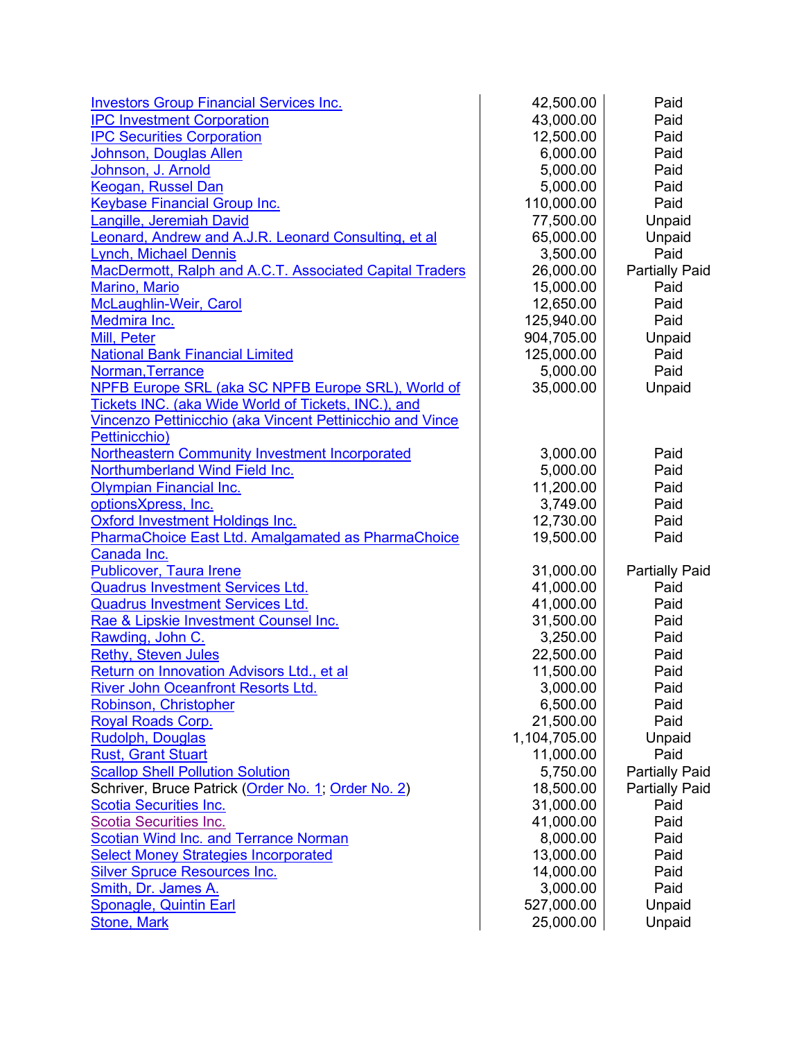| | | |
|---|---|---|
| Investors Group Financial Services Inc. | 42,500.00 | Paid |
| IPC Investment Corporation | 43,000.00 | Paid |
| IPC Securities Corporation | 12,500.00 | Paid |
| Johnson, Douglas Allen | 6,000.00 | Paid |
| Johnson, J. Arnold | 5,000.00 | Paid |
| Keogan, Russel Dan | 5,000.00 | Paid |
| Keybase Financial Group Inc. | 110,000.00 | Paid |
| Langille, Jeremiah David | 77,500.00 | Unpaid |
| Leonard, Andrew and A.J.R. Leonard Consulting, et al | 65,000.00 | Unpaid |
| Lynch, Michael Dennis | 3,500.00 | Paid |
| MacDermott, Ralph and A.C.T. Associated Capital Traders | 26,000.00 | Partially Paid |
| Marino, Mario | 15,000.00 | Paid |
| McLaughlin-Weir, Carol | 12,650.00 | Paid |
| Medmira Inc. | 125,940.00 | Paid |
| Mill, Peter | 904,705.00 | Unpaid |
| National Bank Financial Limited | 125,000.00 | Paid |
| Norman,Terrance | 5,000.00 | Paid |
| NPFB Europe SRL (aka SC NPFB Europe SRL), World of Tickets INC. (aka Wide World of Tickets, INC.), and Vincenzo Pettinicchio (aka Vincent Pettinicchio and Vince Pettinicchio) | 35,000.00 | Unpaid |
| Northeastern Community Investment Incorporated | 3,000.00 | Paid |
| Northumberland Wind Field Inc. | 5,000.00 | Paid |
| Olympian Financial Inc. | 11,200.00 | Paid |
| optionsXpress, Inc. | 3,749.00 | Paid |
| Oxford Investment Holdings Inc. | 12,730.00 | Paid |
| PharmaChoice East Ltd. Amalgamated as PharmaChoice Canada Inc. | 19,500.00 | Paid |
| Publicover, Taura Irene | 31,000.00 | Partially Paid |
| Quadrus Investment Services Ltd. | 41,000.00 | Paid |
| Quadrus Investment Services Ltd. | 41,000.00 | Paid |
| Rae & Lipskie Investment Counsel Inc. | 31,500.00 | Paid |
| Rawding, John C. | 3,250.00 | Paid |
| Rethy, Steven Jules | 22,500.00 | Paid |
| Return on Innovation Advisors Ltd., et al | 11,500.00 | Paid |
| River John Oceanfront Resorts Ltd. | 3,000.00 | Paid |
| Robinson, Christopher | 6,500.00 | Paid |
| Royal Roads Corp. | 21,500.00 | Paid |
| Rudolph, Douglas | 1,104,705.00 | Unpaid |
| Rust, Grant Stuart | 11,000.00 | Paid |
| Scallop Shell Pollution Solution | 5,750.00 | Partially Paid |
| Schriver, Bruce Patrick (Order No. 1; Order No. 2) | 18,500.00 | Partially Paid |
| Scotia Securities Inc. | 31,000.00 | Paid |
| Scotia Securities Inc. | 41,000.00 | Paid |
| Scotian Wind Inc. and Terrance Norman | 8,000.00 | Paid |
| Select Money Strategies Incorporated | 13,000.00 | Paid |
| Silver Spruce Resources Inc. | 14,000.00 | Paid |
| Smith, Dr. James A. | 3,000.00 | Paid |
| Sponagle, Quintin Earl | 527,000.00 | Unpaid |
| Stone, Mark | 25,000.00 | Unpaid |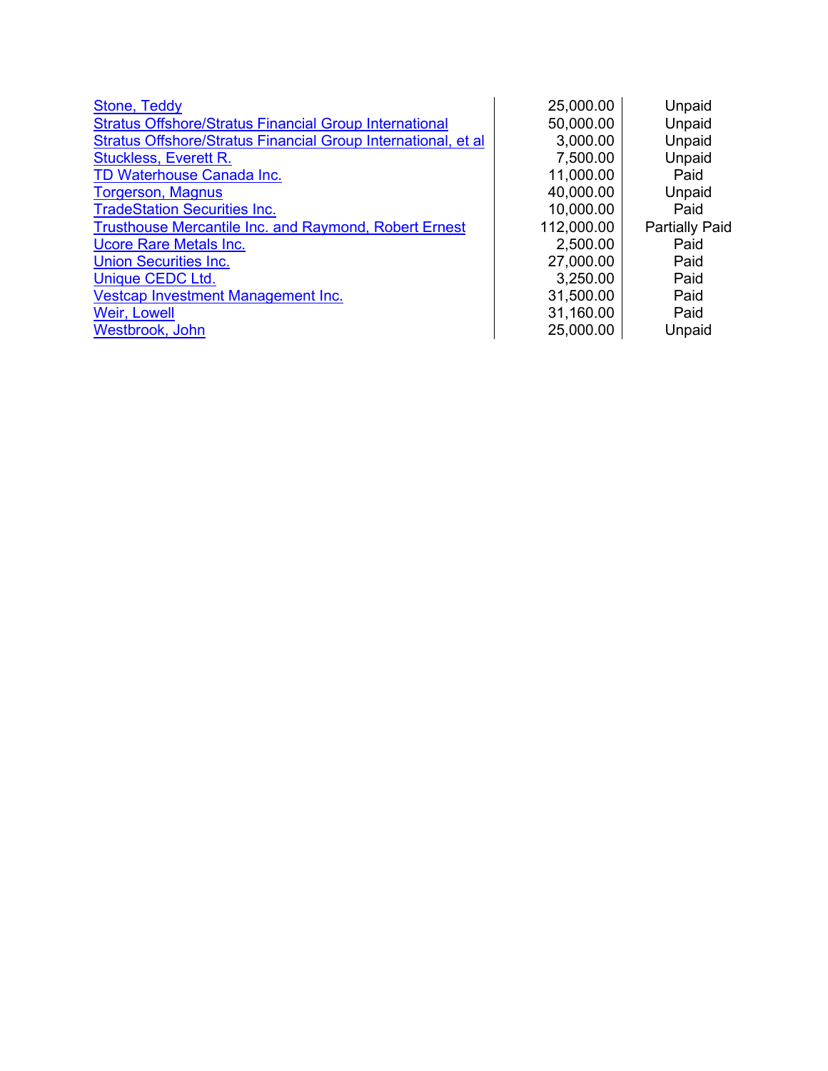| | | |
|---|---|---|
| Stone, Teddy | 25,000.00 | Unpaid |
| Stratus Offshore/Stratus Financial Group International | 50,000.00 | Unpaid |
| Stratus Offshore/Stratus Financial Group International, et al | 3,000.00 | Unpaid |
| Stuckless, Everett R. | 7,500.00 | Unpaid |
| TD Waterhouse Canada Inc. | 11,000.00 | Paid |
| Torgerson, Magnus | 40,000.00 | Unpaid |
| TradeStation Securities Inc. | 10,000.00 | Paid |
| Trusthouse Mercantile Inc. and Raymond, Robert Ernest | 112,000.00 | Partially Paid |
| Ucore Rare Metals Inc. | 2,500.00 | Paid |
| Union Securities Inc. | 27,000.00 | Paid |
| Unique CEDC Ltd. | 3,250.00 | Paid |
| Vestcap Investment Management Inc. | 31,500.00 | Paid |
| Weir, Lowell | 31,160.00 | Paid |
| Westbrook, John | 25,000.00 | Unpaid |